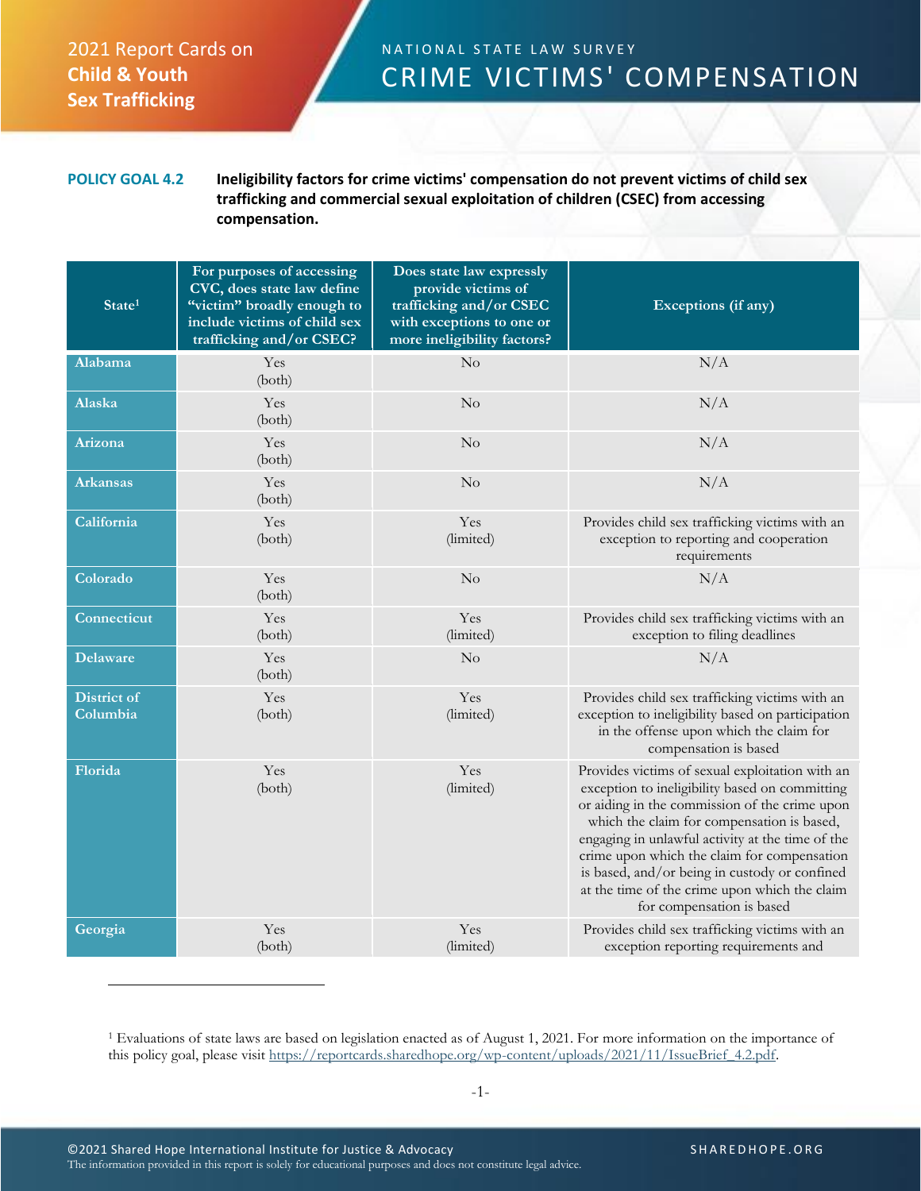2021 Report Cards on **Child & Youth Sex Trafficking**

NATIONAL STATE LAW SURVEY

# CRIME VICTIMS' COMPENSATION

**POLICY GOAL 4.2** **Ineligibility factors for crime victims' compensation do not prevent victims of child sex trafficking and commercial sexual exploitation of children (CSEC) from accessing compensation.**

| State[1] | For purposes of accessing CVC, does state law define "victim" broadly enough to include victims of child sex trafficking and/or CSEC? | Does state law expressly provide victims of trafficking and/or CSEC with exceptions to one or more ineligibility factors? | Exceptions (if any) |
|---|---|---|---|
| Alabama | Yes (both) | No | N/A |
| Alaska | Yes (both) | No | N/A |
| Arizona | Yes (both) | No | N/A |
| Arkansas | Yes (both) | No | N/A |
| California | Yes (both) | Yes (limited) | Provides child sex trafficking victims with an exception to reporting and cooperation requirements |
| Colorado | Yes (both) | No | N/A |
| Connecticut | Yes (both) | Yes (limited) | Provides child sex trafficking victims with an exception to filing deadlines |
| Delaware | Yes (both) | No | N/A |
| District of Columbia | Yes (both) | Yes (limited) | Provides child sex trafficking victims with an exception to ineligibility based on participation in the offense upon which the claim for compensation is based |
| Florida | Yes (both) | Yes (limited) | Provides victims of sexual exploitation with an exception to ineligibility based on committing or aiding in the commission of the crime upon which the claim for compensation is based, engaging in unlawful activity at the time of the crime upon which the claim for compensation is based, and/or being in custody or confined at the time of the crime upon which the claim for compensation is based |
| Georgia | Yes (both) | Yes (limited) | Provides child sex trafficking victims with an exception reporting requirements and |

[1] Evaluations of state laws are based on legislation enacted as of August 1, 2021. For more information on the importance of this policy goal, please visit https://reportcards.sharedhope.org/wp-content/uploads/2021/11/IssueBrief_4.2.pdf.

©2021 Shared Hope International Institute for Justice & Advocacy
The information provided in this report is solely for educational purposes and does not constitute legal advice.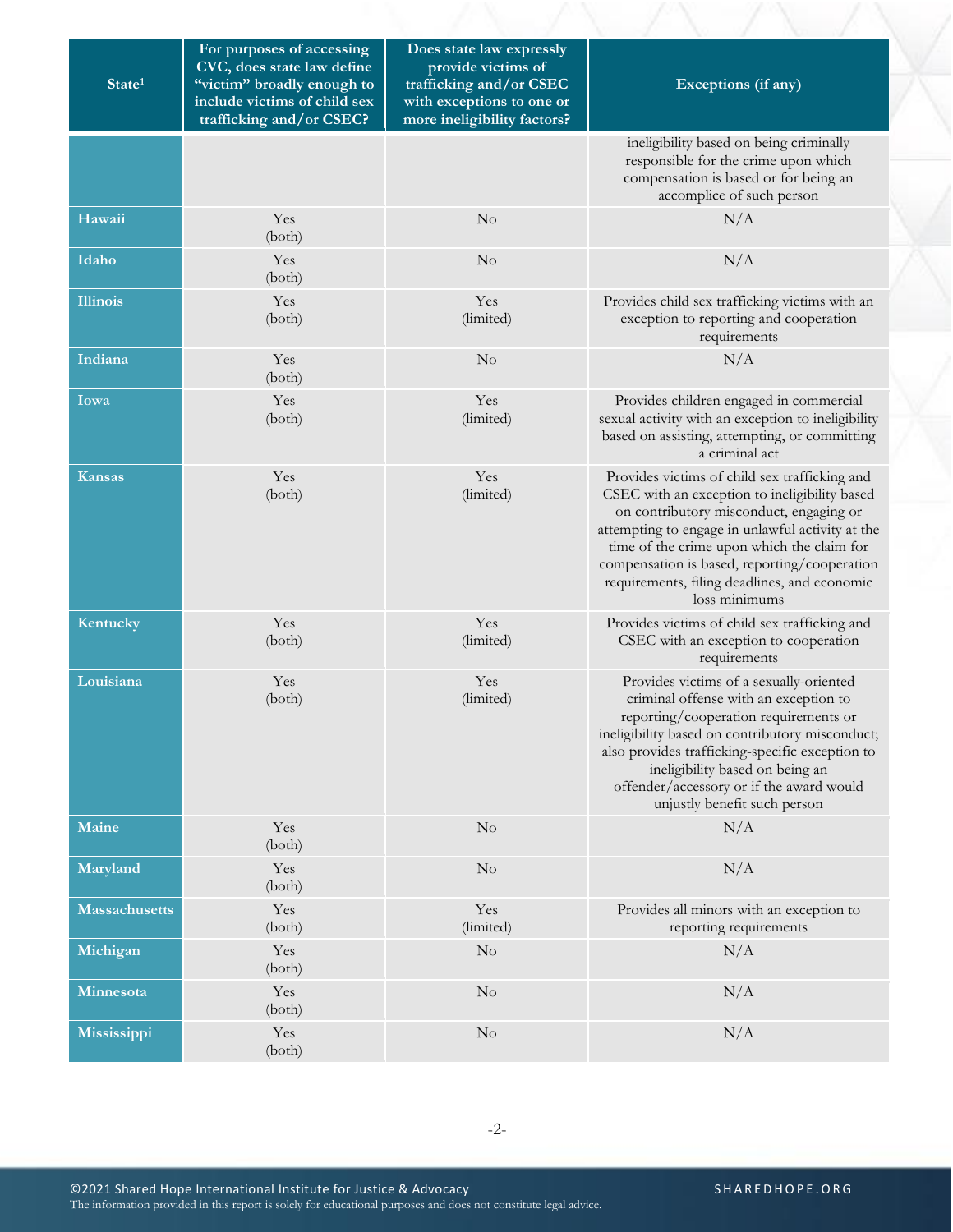| State[1] | For purposes of accessing CVC, does state law define "victim" broadly enough to include victims of child sex trafficking and/or CSEC? | Does state law expressly provide victims of trafficking and/or CSEC with exceptions to one or more ineligibility factors? | Exceptions (if any) |
|---|---|---|---|
| | | | ineligibility based on being criminally responsible for the crime upon which compensation is based or for being an accomplice of such person |
| **Hawaii** | Yes (both) | No | N/A |
| **Idaho** | Yes (both) | No | N/A |
| **Illinois** | Yes (both) | Yes (limited) | Provides child sex trafficking victims with an exception to reporting and cooperation requirements |
| **Indiana** | Yes (both) | No | N/A |
| **Iowa** | Yes (both) | Yes (limited) | Provides children engaged in commercial sexual activity with an exception to ineligibility based on assisting, attempting, or committing a criminal act |
| **Kansas** | Yes (both) | Yes (limited) | Provides victims of child sex trafficking and CSEC with an exception to ineligibility based on contributory misconduct, engaging or attempting to engage in unlawful activity at the time of the crime upon which the claim for compensation is based, reporting/cooperation requirements, filing deadlines, and economic loss minimums |
| **Kentucky** | Yes (both) | Yes (limited) | Provides victims of child sex trafficking and CSEC with an exception to cooperation requirements |
| **Louisiana** | Yes (both) | Yes (limited) | Provides victims of a sexually-oriented criminal offense with an exception to reporting/cooperation requirements or ineligibility based on contributory misconduct; also provides trafficking-specific exception to ineligibility based on being an offender/accessory or if the award would unjustly benefit such person |
| **Maine** | Yes (both) | No | N/A |
| **Maryland** | Yes (both) | No | N/A |
| **Massachusetts** | Yes (both) | Yes (limited) | Provides all minors with an exception to reporting requirements |
| **Michigan** | Yes (both) | No | N/A |
| **Minnesota** | Yes (both) | No | N/A |
| **Mississippi** | Yes (both) | No | N/A |

©2021 Shared Hope International Institute for Justice & Advocacy
The information provided in this report is solely for educational purposes and does not constitute legal advice.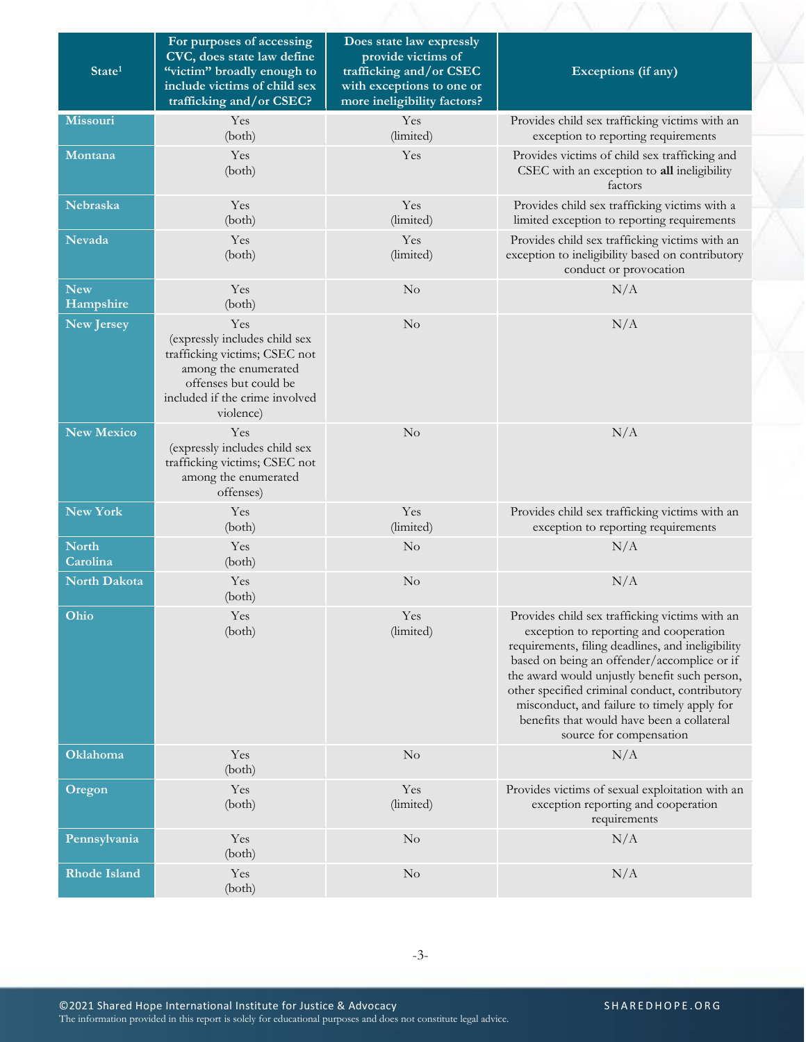| State[1] | For purposes of accessing CVC, does state law define "victim" broadly enough to include victims of child sex trafficking and/or CSEC? | Does state law expressly provide victims of trafficking and/or CSEC with exceptions to one or more ineligibility factors? | Exceptions (if any) |
|---|---|---|---|
| Missouri | Yes (both) | Yes (limited) | Provides child sex trafficking victims with an exception to reporting requirements |
| Montana | Yes (both) | Yes | Provides victims of child sex trafficking and CSEC with an exception to **all** ineligibility factors |
| Nebraska | Yes (both) | Yes (limited) | Provides child sex trafficking victims with a limited exception to reporting requirements |
| Nevada | Yes (both) | Yes (limited) | Provides child sex trafficking victims with an exception to ineligibility based on contributory conduct or provocation |
| New Hampshire | Yes (both) | No | N/A |
| New Jersey | Yes (expressly includes child sex trafficking victims; CSEC not among the enumerated offenses but could be included if the crime involved violence) | No | N/A |
| New Mexico | Yes (expressly includes child sex trafficking victims; CSEC not among the enumerated offenses) | No | N/A |
| New York | Yes (both) | Yes (limited) | Provides child sex trafficking victims with an exception to reporting requirements |
| North Carolina | Yes (both) | No | N/A |
| North Dakota | Yes (both) | No | N/A |
| Ohio | Yes (both) | Yes (limited) | Provides child sex trafficking victims with an exception to reporting and cooperation requirements, filing deadlines, and ineligibility based on being an offender/accomplice or if the award would unjustly benefit such person, other specified criminal conduct, contributory misconduct, and failure to timely apply for benefits that would have been a collateral source for compensation |
| Oklahoma | Yes (both) | No | N/A |
| Oregon | Yes (both) | Yes (limited) | Provides victims of sexual exploitation with an exception reporting and cooperation requirements |
| Pennsylvania | Yes (both) | No | N/A |
| Rhode Island | Yes (both) | No | N/A |

©2021 Shared Hope International Institute for Justice & Advocacy
The information provided in this report is solely for educational purposes and does not constitute legal advice.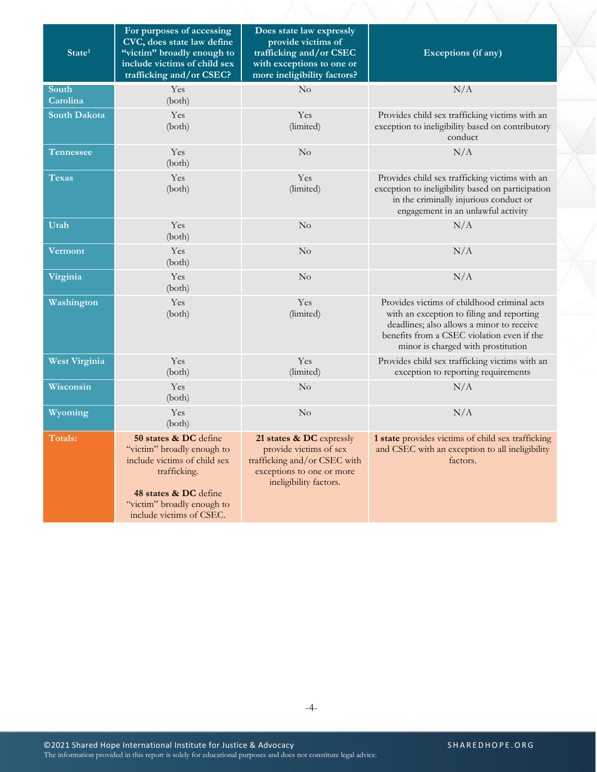| State[1] | For purposes of accessing CVC, does state law define "victim" broadly enough to include victims of child sex trafficking and/or CSEC? | Does state law expressly provide victims of trafficking and/or CSEC with exceptions to one or more ineligibility factors? | Exceptions (if any) |
|---|---|---|---|
| South Carolina | Yes (both) | No | N/A |
| South Dakota | Yes (both) | Yes (limited) | Provides child sex trafficking victims with an exception to ineligibility based on contributory conduct |
| Tennessee | Yes (both) | No | N/A |
| Texas | Yes (both) | Yes (limited) | Provides child sex trafficking victims with an exception to ineligibility based on participation in the criminally injurious conduct or engagement in an unlawful activity |
| Utah | Yes (both) | No | N/A |
| Vermont | Yes (both) | No | N/A |
| Virginia | Yes (both) | No | N/A |
| Washington | Yes (both) | Yes (limited) | Provides victims of childhood criminal acts with an exception to filing and reporting deadlines; also allows a minor to receive benefits from a CSEC violation even if the minor is charged with prostitution |
| West Virginia | Yes (both) | Yes (limited) | Provides child sex trafficking victims with an exception to reporting requirements |
| Wisconsin | Yes (both) | No | N/A |
| Wyoming | Yes (both) | No | N/A |
| **Totals:** | **50 states & DC** define "victim" broadly enough to include victims of child sex trafficking. **48 states & DC** define "victim" broadly enough to include victims of CSEC. | **21 states & DC** expressly provide victims of sex trafficking and/or CSEC with exceptions to one or more ineligibility factors. | **1 state** provides victims of child sex trafficking and CSEC with an exception to all ineligibility factors. |